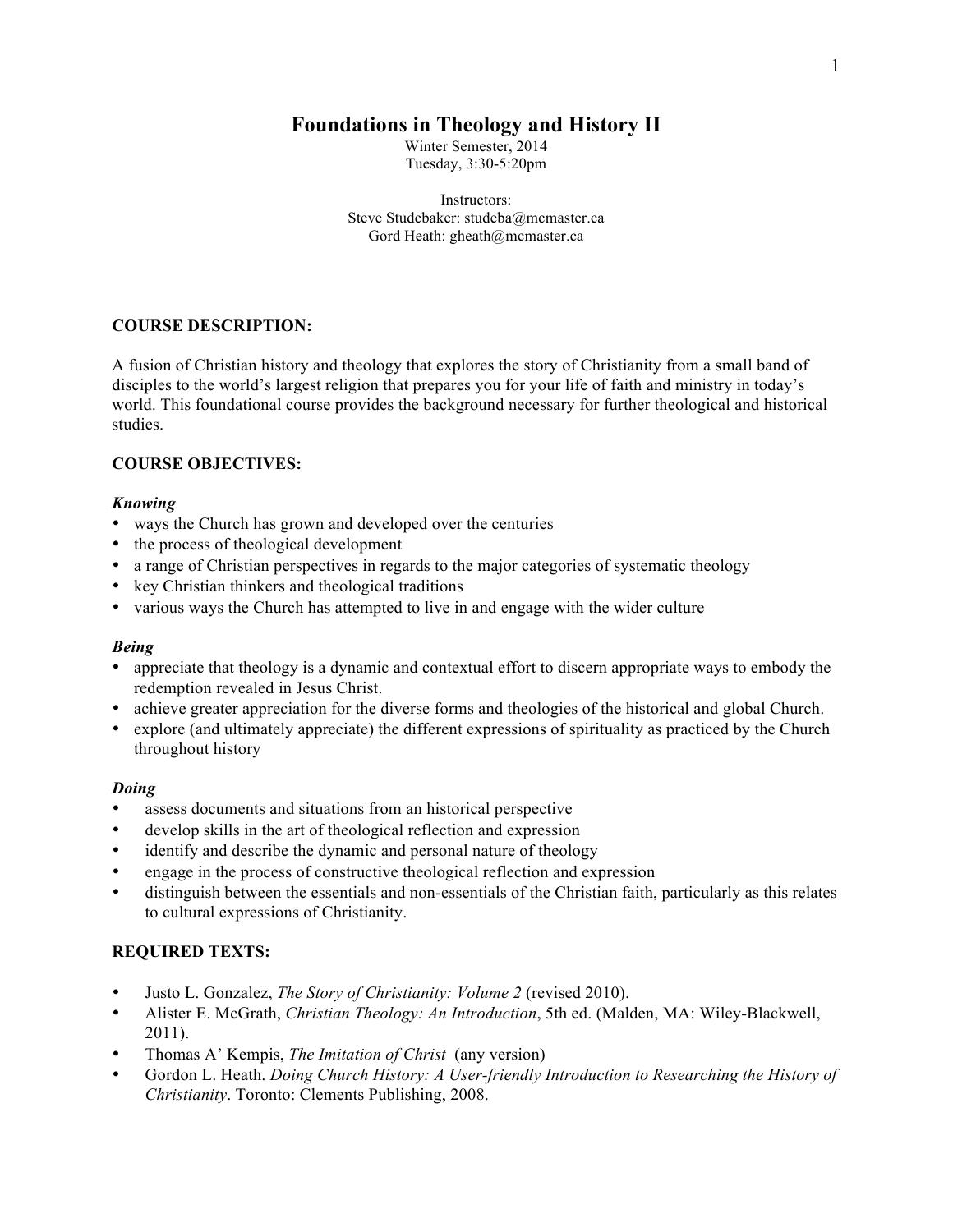# Foundations in Theology and History II

Winter Semester, 2014
Tuesday, 3:30-5:20pm

Instructors:
Steve Studebaker: studeba@mcmaster.ca
Gord Heath: gheath@mcmaster.ca

## COURSE DESCRIPTION:

A fusion of Christian history and theology that explores the story of Christianity from a small band of disciples to the world's largest religion that prepares you for your life of faith and ministry in today's world. This foundational course provides the background necessary for further theological and historical studies.

## COURSE OBJECTIVES:

### *Knowing*

- ways the Church has grown and developed over the centuries
- the process of theological development
- a range of Christian perspectives in regards to the major categories of systematic theology
- key Christian thinkers and theological traditions
- various ways the Church has attempted to live in and engage with the wider culture

### *Being*

- appreciate that theology is a dynamic and contextual effort to discern appropriate ways to embody the redemption revealed in Jesus Christ.
- achieve greater appreciation for the diverse forms and theologies of the historical and global Church.
- explore (and ultimately appreciate) the different expressions of spirituality as practiced by the Church throughout history

### *Doing*

- assess documents and situations from an historical perspective
- develop skills in the art of theological reflection and expression
- identify and describe the dynamic and personal nature of theology
- engage in the process of constructive theological reflection and expression
- distinguish between the essentials and non-essentials of the Christian faith, particularly as this relates to cultural expressions of Christianity.

## REQUIRED TEXTS:

- Justo L. Gonzalez, *The Story of Christianity: Volume 2* (revised 2010).
- Alister E. McGrath, *Christian Theology: An Introduction*, 5th ed. (Malden, MA: Wiley-Blackwell, 2011).
- Thomas A' Kempis, *The Imitation of Christ* (any version)
- Gordon L. Heath. *Doing Church History: A User-friendly Introduction to Researching the History of Christianity*. Toronto: Clements Publishing, 2008.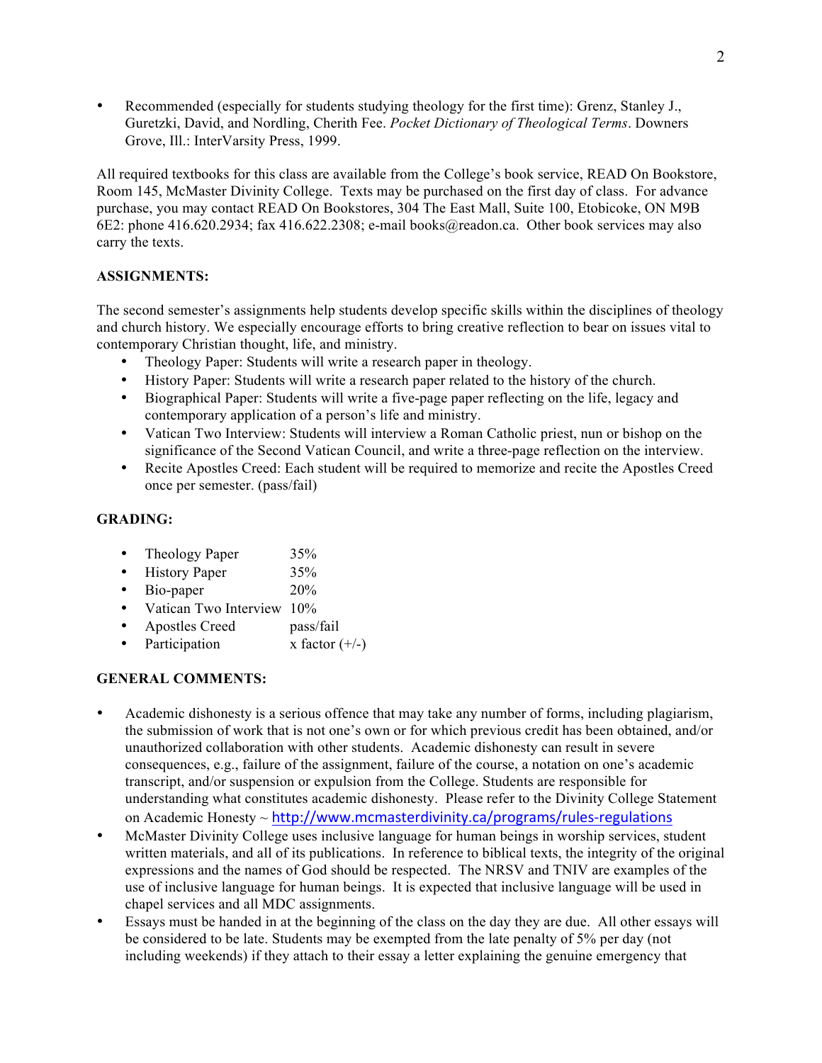- Recommended (especially for students studying theology for the first time): Grenz, Stanley J., Guretzki, David, and Nordling, Cherith Fee. *Pocket Dictionary of Theological Terms*. Downers Grove, Ill.: InterVarsity Press, 1999.

All required textbooks for this class are available from the College's book service, READ On Bookstore, Room 145, McMaster Divinity College. Texts may be purchased on the first day of class. For advance purchase, you may contact READ On Bookstores, 304 The East Mall, Suite 100, Etobicoke, ON M9B 6E2: phone 416.620.2934; fax 416.622.2308; e-mail books@readon.ca. Other book services may also carry the texts.

**ASSIGNMENTS:**

The second semester's assignments help students develop specific skills within the disciplines of theology and church history. We especially encourage efforts to bring creative reflection to bear on issues vital to contemporary Christian thought, life, and ministry.

- Theology Paper: Students will write a research paper in theology.
- History Paper: Students will write a research paper related to the history of the church.
- Biographical Paper: Students will write a five-page paper reflecting on the life, legacy and contemporary application of a person's life and ministry.
- Vatican Two Interview: Students will interview a Roman Catholic priest, nun or bishop on the significance of the Second Vatican Council, and write a three-page reflection on the interview.
- Recite Apostles Creed: Each student will be required to memorize and recite the Apostles Creed once per semester. (pass/fail)

**GRADING:**

- Theology Paper 35%
- History Paper 35%
- Bio-paper 20%
- Vatican Two Interview 10%
- Apostles Creed pass/fail
- Participation x factor (+/-)

**GENERAL COMMENTS:**

- Academic dishonesty is a serious offence that may take any number of forms, including plagiarism, the submission of work that is not one's own or for which previous credit has been obtained, and/or unauthorized collaboration with other students. Academic dishonesty can result in severe consequences, e.g., failure of the assignment, failure of the course, a notation on one's academic transcript, and/or suspension or expulsion from the College. Students are responsible for understanding what constitutes academic dishonesty. Please refer to the Divinity College Statement on Academic Honesty ~ http://www.mcmasterdivinity.ca/programs/rules-regulations
- McMaster Divinity College uses inclusive language for human beings in worship services, student written materials, and all of its publications. In reference to biblical texts, the integrity of the original expressions and the names of God should be respected. The NRSV and TNIV are examples of the use of inclusive language for human beings. It is expected that inclusive language will be used in chapel services and all MDC assignments.
- Essays must be handed in at the beginning of the class on the day they are due. All other essays will be considered to be late. Students may be exempted from the late penalty of 5% per day (not including weekends) if they attach to their essay a letter explaining the genuine emergency that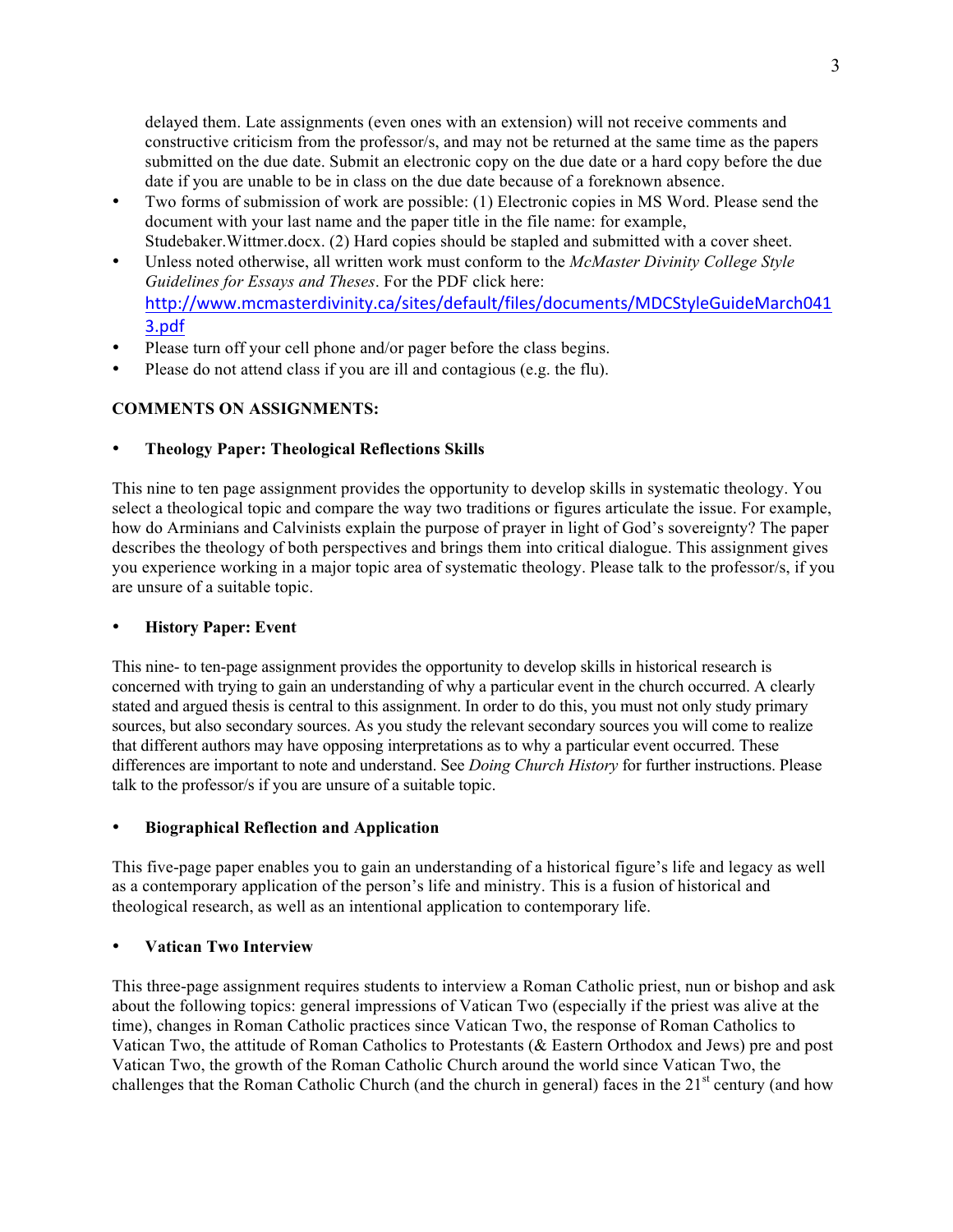delayed them. Late assignments (even ones with an extension) will not receive comments and constructive criticism from the professor/s, and may not be returned at the same time as the papers submitted on the due date. Submit an electronic copy on the due date or a hard copy before the due date if you are unable to be in class on the due date because of a foreknown absence.

- Two forms of submission of work are possible: (1) Electronic copies in MS Word. Please send the document with your last name and the paper title in the file name: for example, Studebaker.Wittmer.docx. (2) Hard copies should be stapled and submitted with a cover sheet.
- Unless noted otherwise, all written work must conform to the *McMaster Divinity College Style Guidelines for Essays and Theses*. For the PDF click here: http://www.mcmasterdivinity.ca/sites/default/files/documents/MDCStyleGuideMarch0413.pdf
- Please turn off your cell phone and/or pager before the class begins.
- Please do not attend class if you are ill and contagious (e.g. the flu).

**COMMENTS ON ASSIGNMENTS:**

- **Theology Paper: Theological Reflections Skills**

This nine to ten page assignment provides the opportunity to develop skills in systematic theology. You select a theological topic and compare the way two traditions or figures articulate the issue. For example, how do Arminians and Calvinists explain the purpose of prayer in light of God's sovereignty? The paper describes the theology of both perspectives and brings them into critical dialogue. This assignment gives you experience working in a major topic area of systematic theology. Please talk to the professor/s, if you are unsure of a suitable topic.

- **History Paper: Event**

This nine- to ten-page assignment provides the opportunity to develop skills in historical research is concerned with trying to gain an understanding of why a particular event in the church occurred. A clearly stated and argued thesis is central to this assignment. In order to do this, you must not only study primary sources, but also secondary sources. As you study the relevant secondary sources you will come to realize that different authors may have opposing interpretations as to why a particular event occurred. These differences are important to note and understand. See *Doing Church History* for further instructions. Please talk to the professor/s if you are unsure of a suitable topic.

- **Biographical Reflection and Application**

This five-page paper enables you to gain an understanding of a historical figure's life and legacy as well as a contemporary application of the person's life and ministry. This is a fusion of historical and theological research, as well as an intentional application to contemporary life.

- **Vatican Two Interview**

This three-page assignment requires students to interview a Roman Catholic priest, nun or bishop and ask about the following topics: general impressions of Vatican Two (especially if the priest was alive at the time), changes in Roman Catholic practices since Vatican Two, the response of Roman Catholics to Vatican Two, the attitude of Roman Catholics to Protestants (& Eastern Orthodox and Jews) pre and post Vatican Two, the growth of the Roman Catholic Church around the world since Vatican Two, the challenges that the Roman Catholic Church (and the church in general) faces in the 21st century (and how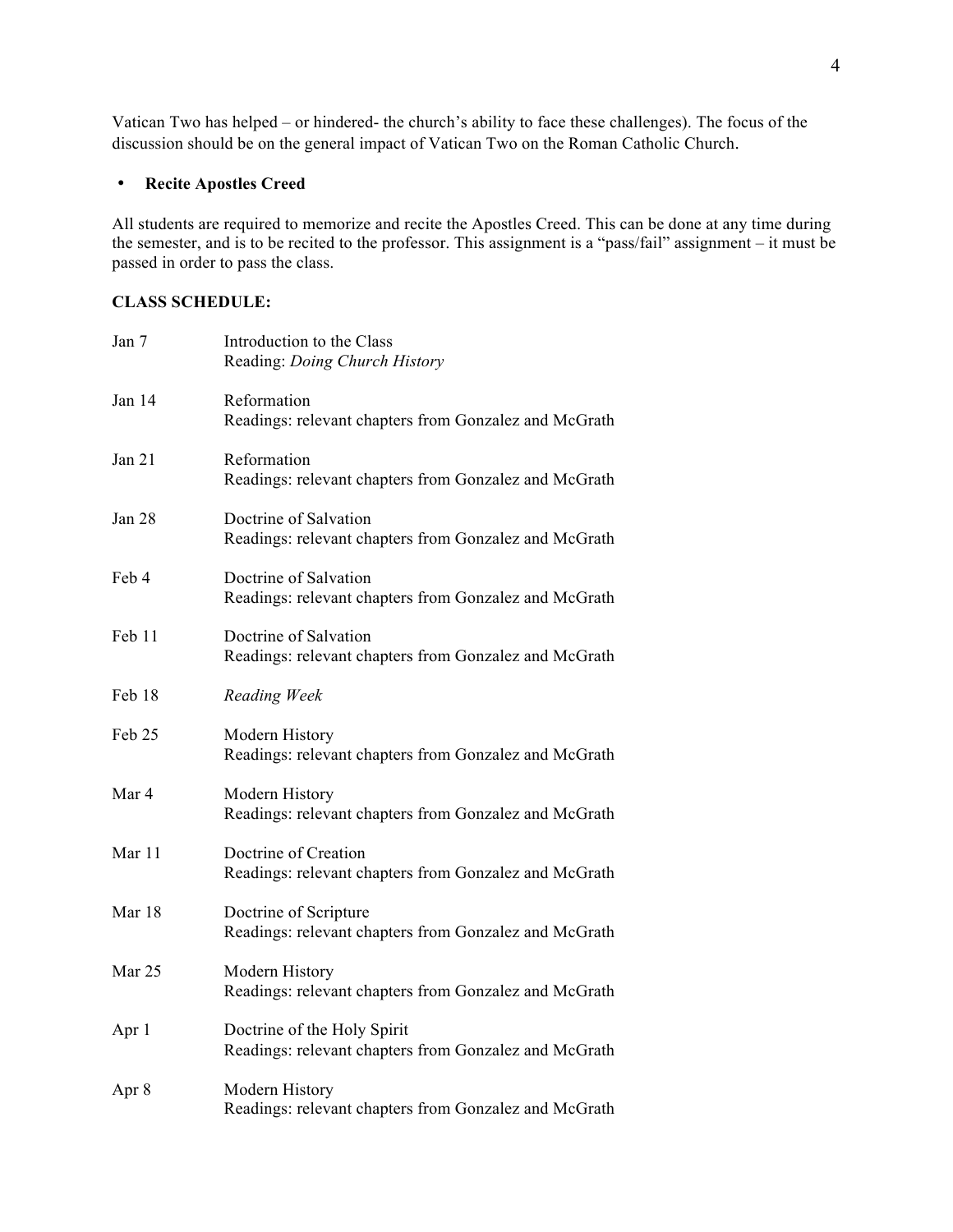Vatican Two has helped – or hindered- the church's ability to face these challenges). The focus of the discussion should be on the general impact of Vatican Two on the Roman Catholic Church.

- **Recite Apostles Creed**

All students are required to memorize and recite the Apostles Creed. This can be done at any time during the semester, and is to be recited to the professor. This assignment is a "pass/fail" assignment – it must be passed in order to pass the class.

**CLASS SCHEDULE:**

| | |
|---|---|
| Jan 7 | Introduction to the Class<br>Reading: *Doing Church History* |
| Jan 14 | Reformation<br>Readings: relevant chapters from Gonzalez and McGrath |
| Jan 21 | Reformation<br>Readings: relevant chapters from Gonzalez and McGrath |
| Jan 28 | Doctrine of Salvation<br>Readings: relevant chapters from Gonzalez and McGrath |
| Feb 4 | Doctrine of Salvation<br>Readings: relevant chapters from Gonzalez and McGrath |
| Feb 11 | Doctrine of Salvation<br>Readings: relevant chapters from Gonzalez and McGrath |
| Feb 18 | *Reading Week* |
| Feb 25 | Modern History<br>Readings: relevant chapters from Gonzalez and McGrath |
| Mar 4 | Modern History<br>Readings: relevant chapters from Gonzalez and McGrath |
| Mar 11 | Doctrine of Creation<br>Readings: relevant chapters from Gonzalez and McGrath |
| Mar 18 | Doctrine of Scripture<br>Readings: relevant chapters from Gonzalez and McGrath |
| Mar 25 | Modern History<br>Readings: relevant chapters from Gonzalez and McGrath |
| Apr 1 | Doctrine of the Holy Spirit<br>Readings: relevant chapters from Gonzalez and McGrath |
| Apr 8 | Modern History<br>Readings: relevant chapters from Gonzalez and McGrath |